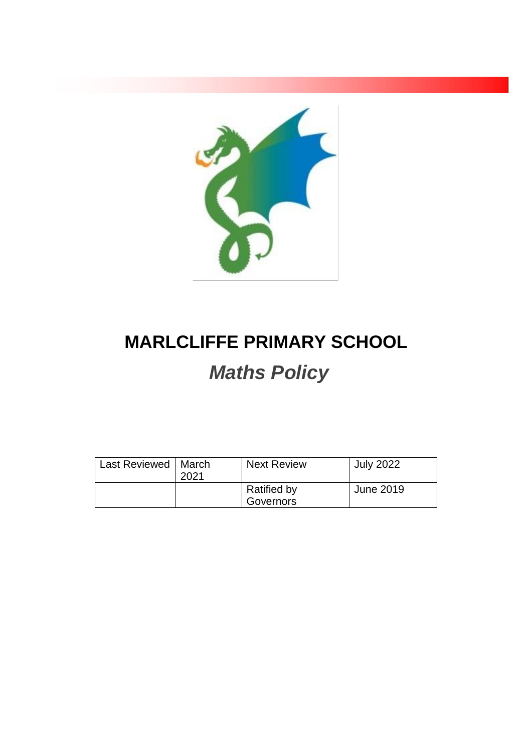# MARLCLIFFE PRIMARY SCHOOL

## *Maths Policy*

| Last Reviewed | March 2021 | Next Review | July 2022 |
|---|---|---|---|
| | | Ratified by Governors | June 2019 |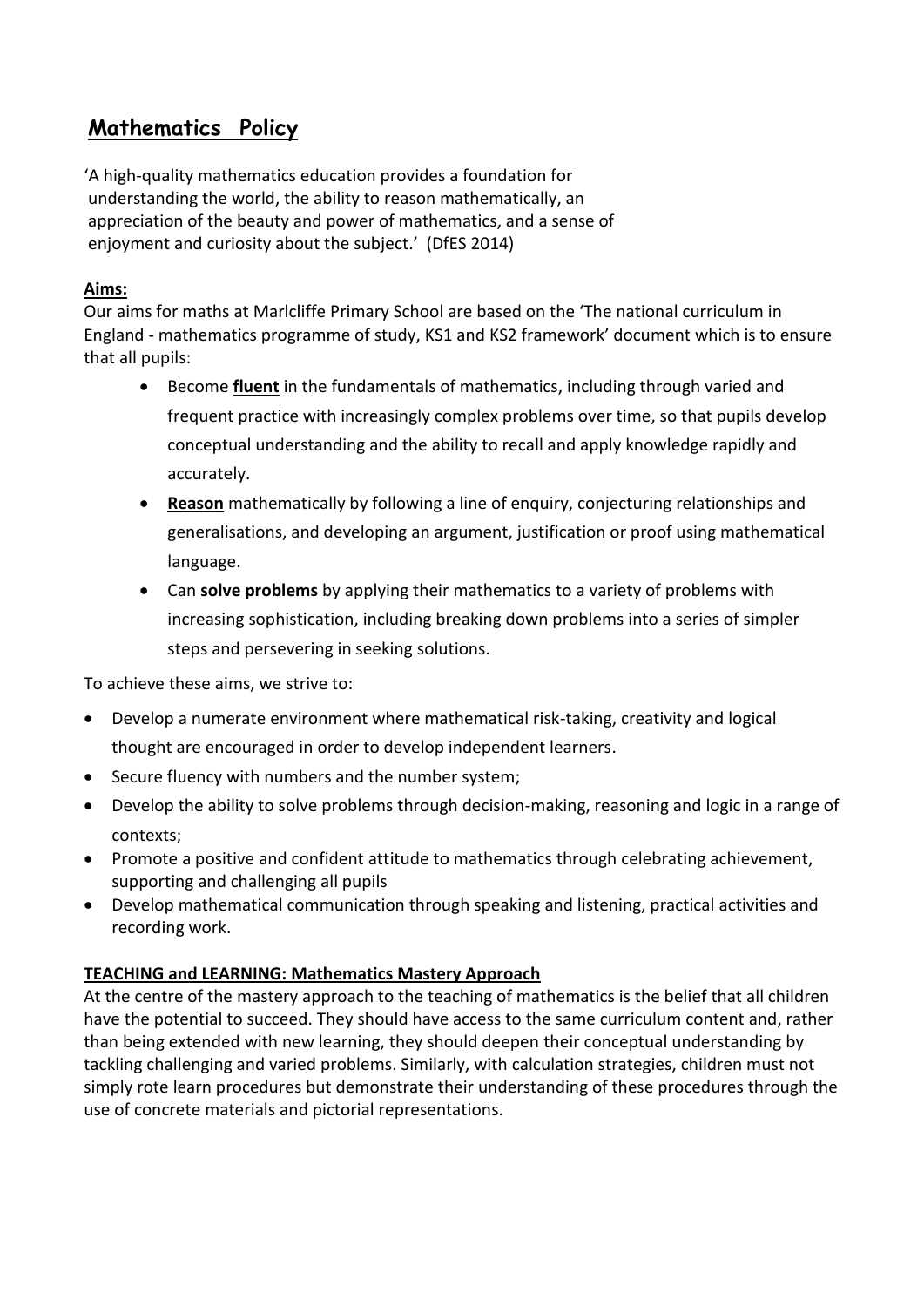# Mathematics Policy

'A high-quality mathematics education provides a foundation for understanding the world, the ability to reason mathematically, an appreciation of the beauty and power of mathematics, and a sense of enjoyment and curiosity about the subject.' (DfES 2014)

## Aims:

Our aims for maths at Marlcliffe Primary School are based on the 'The national curriculum in England - mathematics programme of study, KS1 and KS2 framework' document which is to ensure that all pupils:

- Become **fluent** in the fundamentals of mathematics, including through varied and frequent practice with increasingly complex problems over time, so that pupils develop conceptual understanding and the ability to recall and apply knowledge rapidly and accurately.
- **Reason** mathematically by following a line of enquiry, conjecturing relationships and generalisations, and developing an argument, justification or proof using mathematical language.
- Can **solve problems** by applying their mathematics to a variety of problems with increasing sophistication, including breaking down problems into a series of simpler steps and persevering in seeking solutions.

To achieve these aims, we strive to:

- Develop a numerate environment where mathematical risk-taking, creativity and logical thought are encouraged in order to develop independent learners.
- Secure fluency with numbers and the number system;
- Develop the ability to solve problems through decision-making, reasoning and logic in a range of contexts;
- Promote a positive and confident attitude to mathematics through celebrating achievement, supporting and challenging all pupils
- Develop mathematical communication through speaking and listening, practical activities and recording work.

## TEACHING and LEARNING: Mathematics Mastery Approach

At the centre of the mastery approach to the teaching of mathematics is the belief that all children have the potential to succeed. They should have access to the same curriculum content and, rather than being extended with new learning, they should deepen their conceptual understanding by tackling challenging and varied problems. Similarly, with calculation strategies, children must not simply rote learn procedures but demonstrate their understanding of these procedures through the use of concrete materials and pictorial representations.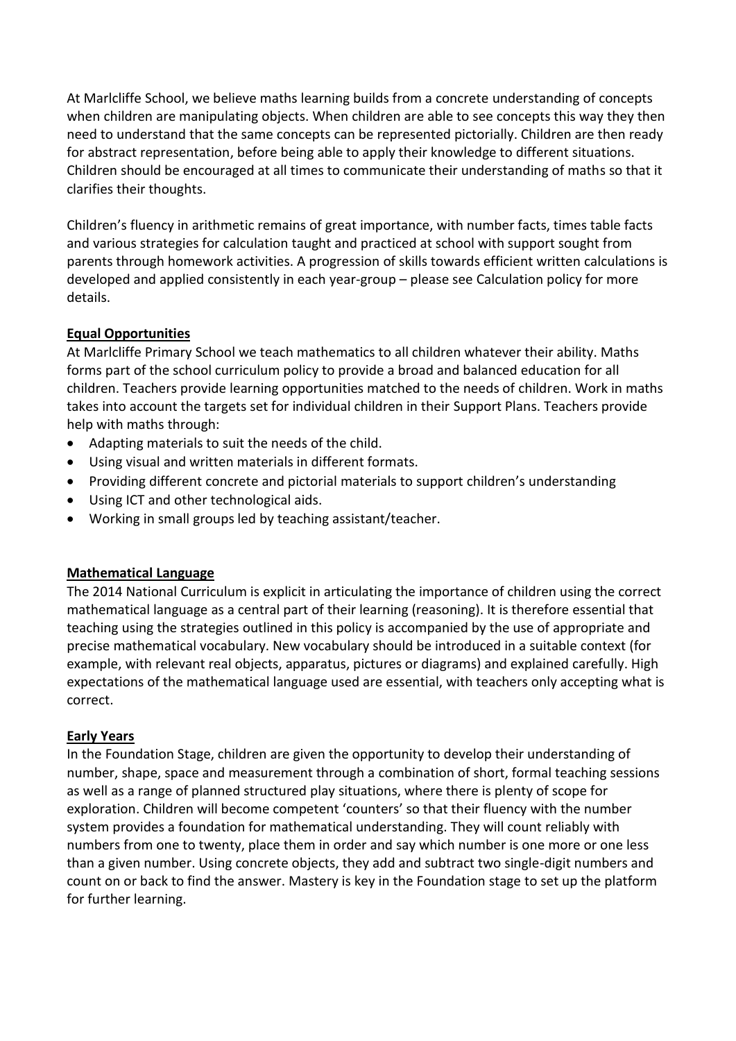At Marlcliffe School, we believe maths learning builds from a concrete understanding of concepts when children are manipulating objects. When children are able to see concepts this way they then need to understand that the same concepts can be represented pictorially. Children are then ready for abstract representation, before being able to apply their knowledge to different situations. Children should be encouraged at all times to communicate their understanding of maths so that it clarifies their thoughts.

Children's fluency in arithmetic remains of great importance, with number facts, times table facts and various strategies for calculation taught and practiced at school with support sought from parents through homework activities. A progression of skills towards efficient written calculations is developed and applied consistently in each year-group – please see Calculation policy for more details.

## Equal Opportunities

At Marlcliffe Primary School we teach mathematics to all children whatever their ability. Maths forms part of the school curriculum policy to provide a broad and balanced education for all children. Teachers provide learning opportunities matched to the needs of children. Work in maths takes into account the targets set for individual children in their Support Plans. Teachers provide help with maths through:

- Adapting materials to suit the needs of the child.
- Using visual and written materials in different formats.
- Providing different concrete and pictorial materials to support children's understanding
- Using ICT and other technological aids.
- Working in small groups led by teaching assistant/teacher.

## Mathematical Language

The 2014 National Curriculum is explicit in articulating the importance of children using the correct mathematical language as a central part of their learning (reasoning). It is therefore essential that teaching using the strategies outlined in this policy is accompanied by the use of appropriate and precise mathematical vocabulary. New vocabulary should be introduced in a suitable context (for example, with relevant real objects, apparatus, pictures or diagrams) and explained carefully. High expectations of the mathematical language used are essential, with teachers only accepting what is correct.

## Early Years

In the Foundation Stage, children are given the opportunity to develop their understanding of number, shape, space and measurement through a combination of short, formal teaching sessions as well as a range of planned structured play situations, where there is plenty of scope for exploration. Children will become competent 'counters' so that their fluency with the number system provides a foundation for mathematical understanding. They will count reliably with numbers from one to twenty, place them in order and say which number is one more or one less than a given number. Using concrete objects, they add and subtract two single-digit numbers and count on or back to find the answer. Mastery is key in the Foundation stage to set up the platform for further learning.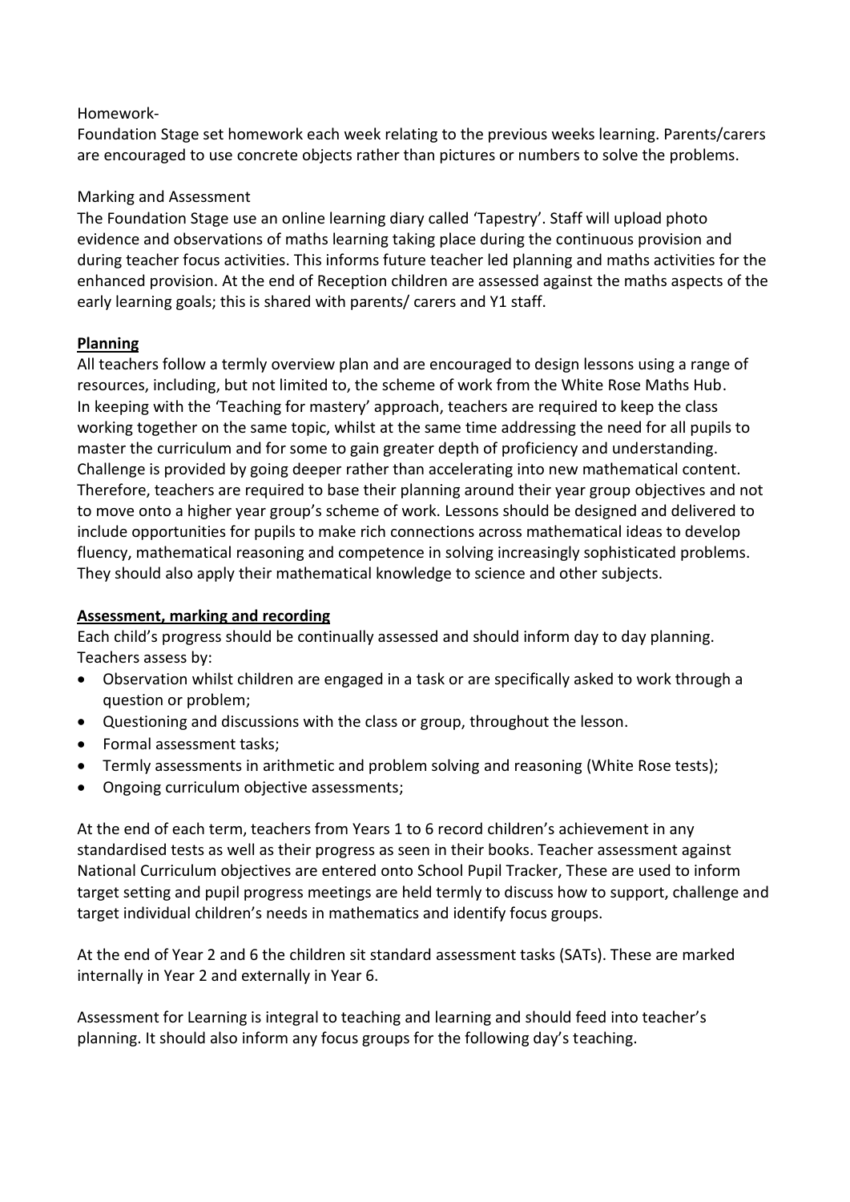Homework-

Foundation Stage set homework each week relating to the previous weeks learning. Parents/carers are encouraged to use concrete objects rather than pictures or numbers to solve the problems.

Marking and Assessment

The Foundation Stage use an online learning diary called 'Tapestry'. Staff will upload photo evidence and observations of maths learning taking place during the continuous provision and during teacher focus activities. This informs future teacher led planning and maths activities for the enhanced provision. At the end of Reception children are assessed against the maths aspects of the early learning goals; this is shared with parents/ carers and Y1 staff.

**Planning**

All teachers follow a termly overview plan and are encouraged to design lessons using a range of resources, including, but not limited to, the scheme of work from the White Rose Maths Hub. In keeping with the 'Teaching for mastery' approach, teachers are required to keep the class working together on the same topic, whilst at the same time addressing the need for all pupils to master the curriculum and for some to gain greater depth of proficiency and understanding. Challenge is provided by going deeper rather than accelerating into new mathematical content. Therefore, teachers are required to base their planning around their year group objectives and not to move onto a higher year group's scheme of work. Lessons should be designed and delivered to include opportunities for pupils to make rich connections across mathematical ideas to develop fluency, mathematical reasoning and competence in solving increasingly sophisticated problems. They should also apply their mathematical knowledge to science and other subjects.

**Assessment, marking and recording**

Each child's progress should be continually assessed and should inform day to day planning. Teachers assess by:

- Observation whilst children are engaged in a task or are specifically asked to work through a question or problem;
- Questioning and discussions with the class or group, throughout the lesson.
- Formal assessment tasks;
- Termly assessments in arithmetic and problem solving and reasoning (White Rose tests);
- Ongoing curriculum objective assessments;

At the end of each term, teachers from Years 1 to 6 record children's achievement in any standardised tests as well as their progress as seen in their books. Teacher assessment against National Curriculum objectives are entered onto School Pupil Tracker, These are used to inform target setting and pupil progress meetings are held termly to discuss how to support, challenge and target individual children's needs in mathematics and identify focus groups.

At the end of Year 2 and 6 the children sit standard assessment tasks (SATs). These are marked internally in Year 2 and externally in Year 6.

Assessment for Learning is integral to teaching and learning and should feed into teacher's planning. It should also inform any focus groups for the following day's teaching.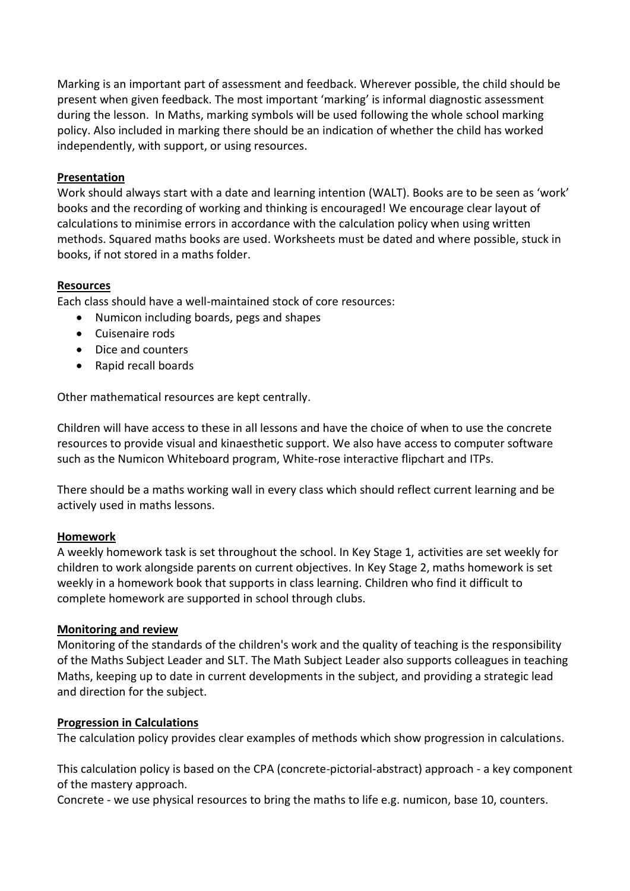Marking is an important part of assessment and feedback. Wherever possible, the child should be present when given feedback. The most important 'marking' is informal diagnostic assessment during the lesson. In Maths, marking symbols will be used following the whole school marking policy. Also included in marking there should be an indication of whether the child has worked independently, with support, or using resources.

**Presentation**

Work should always start with a date and learning intention (WALT). Books are to be seen as 'work' books and the recording of working and thinking is encouraged! We encourage clear layout of calculations to minimise errors in accordance with the calculation policy when using written methods. Squared maths books are used. Worksheets must be dated and where possible, stuck in books, if not stored in a maths folder.

**Resources**

Each class should have a well-maintained stock of core resources:

- Numicon including boards, pegs and shapes
- Cuisenaire rods
- Dice and counters
- Rapid recall boards

Other mathematical resources are kept centrally.

Children will have access to these in all lessons and have the choice of when to use the concrete resources to provide visual and kinaesthetic support. We also have access to computer software such as the Numicon Whiteboard program, White-rose interactive flipchart and ITPs.

There should be a maths working wall in every class which should reflect current learning and be actively used in maths lessons.

**Homework**

A weekly homework task is set throughout the school. In Key Stage 1, activities are set weekly for children to work alongside parents on current objectives. In Key Stage 2, maths homework is set weekly in a homework book that supports in class learning. Children who find it difficult to complete homework are supported in school through clubs.

**Monitoring and review**

Monitoring of the standards of the children's work and the quality of teaching is the responsibility of the Maths Subject Leader and SLT. The Math Subject Leader also supports colleagues in teaching Maths, keeping up to date in current developments in the subject, and providing a strategic lead and direction for the subject.

**Progression in Calculations**

The calculation policy provides clear examples of methods which show progression in calculations.

This calculation policy is based on the CPA (concrete-pictorial-abstract) approach - a key component of the mastery approach.

Concrete - we use physical resources to bring the maths to life e.g. numicon, base 10, counters.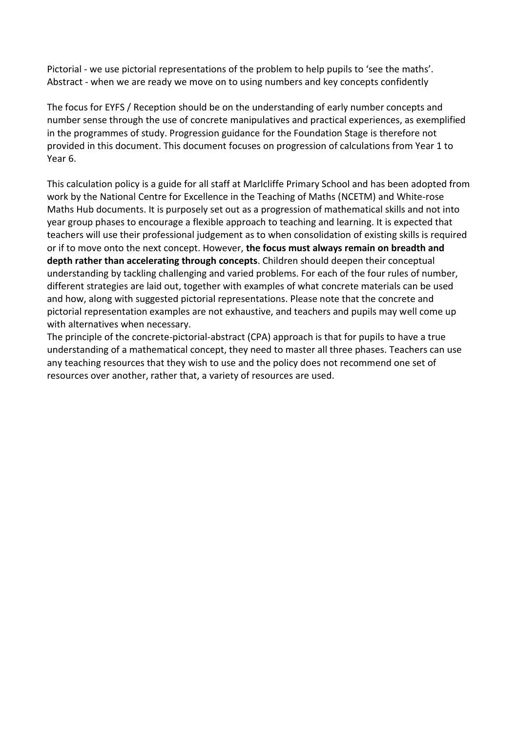Pictorial - we use pictorial representations of the problem to help pupils to 'see the maths'.
Abstract - when we are ready we move on to using numbers and key concepts confidently

The focus for EYFS / Reception should be on the understanding of early number concepts and number sense through the use of concrete manipulatives and practical experiences, as exemplified in the programmes of study. Progression guidance for the Foundation Stage is therefore not provided in this document. This document focuses on progression of calculations from Year 1 to Year 6.

This calculation policy is a guide for all staff at Marlcliffe Primary School and has been adopted from work by the National Centre for Excellence in the Teaching of Maths (NCETM) and White-rose Maths Hub documents. It is purposely set out as a progression of mathematical skills and not into year group phases to encourage a flexible approach to teaching and learning. It is expected that teachers will use their professional judgement as to when consolidation of existing skills is required or if to move onto the next concept. However, **the focus must always remain on breadth and depth rather than accelerating through concepts**. Children should deepen their conceptual understanding by tackling challenging and varied problems. For each of the four rules of number, different strategies are laid out, together with examples of what concrete materials can be used and how, along with suggested pictorial representations. Please note that the concrete and pictorial representation examples are not exhaustive, and teachers and pupils may well come up with alternatives when necessary.
The principle of the concrete-pictorial-abstract (CPA) approach is that for pupils to have a true understanding of a mathematical concept, they need to master all three phases. Teachers can use any teaching resources that they wish to use and the policy does not recommend one set of resources over another, rather that, a variety of resources are used.